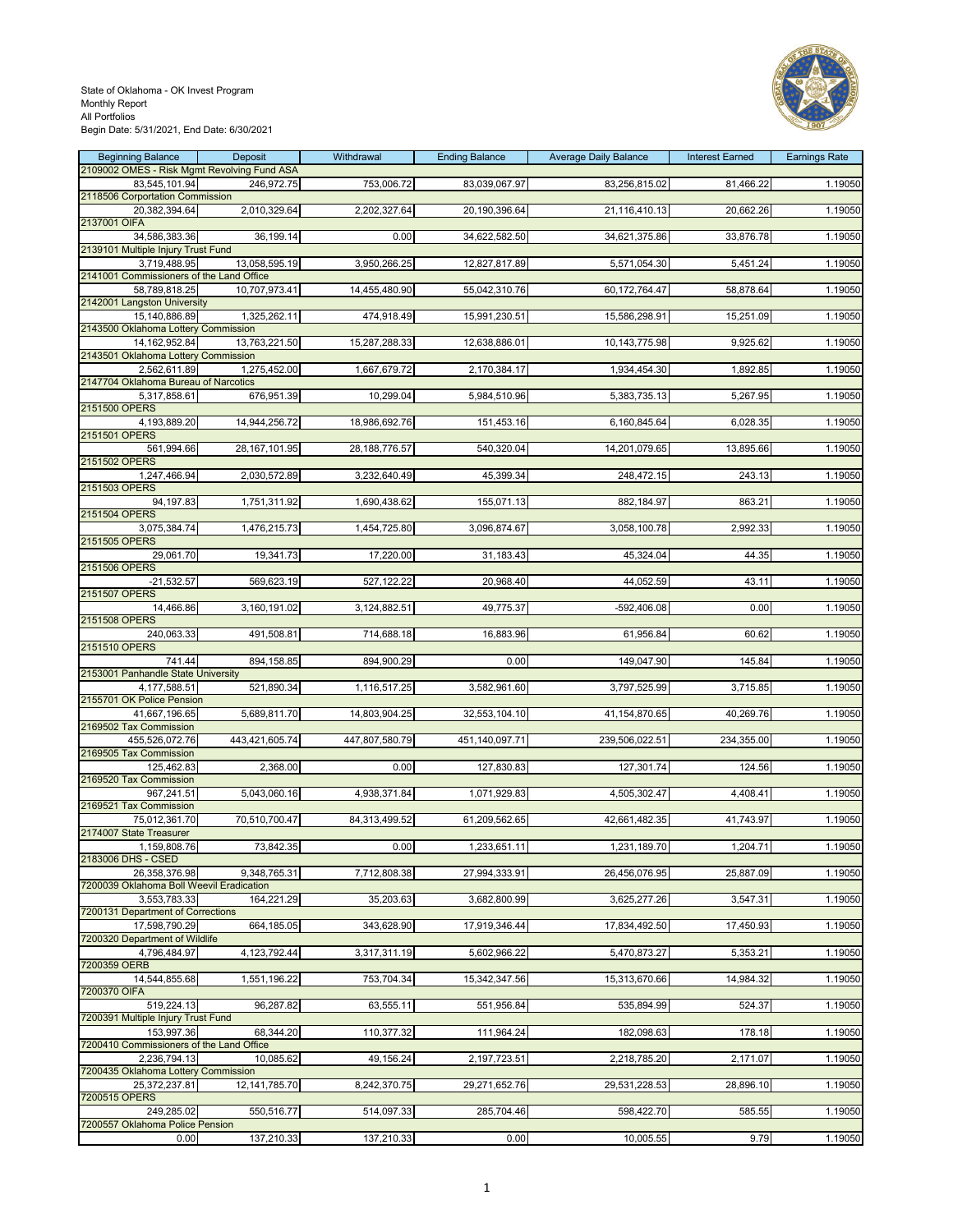State of Oklahoma - OK Invest Program
Monthly Report
All Portfolios
Begin Date: 5/31/2021, End Date: 6/30/2021

| Beginning Balance | Deposit | Withdrawal | Ending Balance | Average Daily Balance | Interest Earned | Earnings Rate |
|---|---|---|---|---|---|---|
| 2109002 OMES - Risk Mgmt Revolving Fund ASA | | | | | | |
| 83,545,101.94 | 246,972.75 | 753,006.72 | 83,039,067.97 | 83,256,815.02 | 81,466.22 | 1.19050 |
| 2118506 Corportation Commission | | | | | | |
| 20,382,394.64 | 2,010,329.64 | 2,202,327.64 | 20,190,396.64 | 21,116,410.13 | 20,662.26 | 1.19050 |
| 2137001 OIFA | | | | | | |
| 34,586,383.36 | 36,199.14 | 0.00 | 34,622,582.50 | 34,621,375.86 | 33,876.78 | 1.19050 |
| 2139101 Multiple Injury Trust Fund | | | | | | |
| 3,719,488.95 | 13,058,595.19 | 3,950,266.25 | 12,827,817.89 | 5,571,054.30 | 5,451.24 | 1.19050 |
| 2141001 Commissioners of the Land Office | | | | | | |
| 58,789,818.25 | 10,707,973.41 | 14,455,480.90 | 55,042,310.76 | 60,172,764.47 | 58,878.64 | 1.19050 |
| 2142001 Langston University | | | | | | |
| 15,140,886.89 | 1,325,262.11 | 474,918.49 | 15,991,230.51 | 15,586,298.91 | 15,251.09 | 1.19050 |
| 2143500 Oklahoma Lottery Commission | | | | | | |
| 14,162,952.84 | 13,763,221.50 | 15,287,288.33 | 12,638,886.01 | 10,143,775.98 | 9,925.62 | 1.19050 |
| 2143501 Oklahoma Lottery Commission | | | | | | |
| 2,562,611.89 | 1,275,452.00 | 1,667,679.72 | 2,170,384.17 | 1,934,454.30 | 1,892.85 | 1.19050 |
| 2147704 Oklahoma Bureau of Narcotics | | | | | | |
| 5,317,858.61 | 676,951.39 | 10,299.04 | 5,984,510.96 | 5,383,735.13 | 5,267.95 | 1.19050 |
| 2151500 OPERS | | | | | | |
| 4,193,889.20 | 14,944,256.72 | 18,986,692.76 | 151,453.16 | 6,160,845.64 | 6,028.35 | 1.19050 |
| 2151501 OPERS | | | | | | |
| 561,994.66 | 28,167,101.95 | 28,188,776.57 | 540,320.04 | 14,201,079.65 | 13,895.66 | 1.19050 |
| 2151502 OPERS | | | | | | |
| 1,247,466.94 | 2,030,572.89 | 3,232,640.49 | 45,399.34 | 248,472.15 | 243.13 | 1.19050 |
| 2151503 OPERS | | | | | | |
| 94,197.83 | 1,751,311.92 | 1,690,438.62 | 155,071.13 | 882,184.97 | 863.21 | 1.19050 |
| 2151504 OPERS | | | | | | |
| 3,075,384.74 | 1,476,215.73 | 1,454,725.80 | 3,096,874.67 | 3,058,100.78 | 2,992.33 | 1.19050 |
| 2151505 OPERS | | | | | | |
| 29,061.70 | 19,341.73 | 17,220.00 | 31,183.43 | 45,324.04 | 44.35 | 1.19050 |
| 2151506 OPERS | | | | | | |
| -21,532.57 | 569,623.19 | 527,122.22 | 20,968.40 | 44,052.59 | 43.11 | 1.19050 |
| 2151507 OPERS | | | | | | |
| 14,466.86 | 3,160,191.02 | 3,124,882.51 | 49,775.37 | -592,406.08 | 0.00 | 1.19050 |
| 2151508 OPERS | | | | | | |
| 240,063.33 | 491,508.81 | 714,688.18 | 16,883.96 | 61,956.84 | 60.62 | 1.19050 |
| 2151510 OPERS | | | | | | |
| 741.44 | 894,158.85 | 894,900.29 | 0.00 | 149,047.90 | 145.84 | 1.19050 |
| 2153001 Panhandle State University | | | | | | |
| 4,177,588.51 | 521,890.34 | 1,116,517.25 | 3,582,961.60 | 3,797,525.99 | 3,715.85 | 1.19050 |
| 2155701 OK Police Pension | | | | | | |
| 41,667,196.65 | 5,689,811.70 | 14,803,904.25 | 32,553,104.10 | 41,154,870.65 | 40,269.76 | 1.19050 |
| 2169502 Tax Commission | | | | | | |
| 455,526,072.76 | 443,421,605.74 | 447,807,580.79 | 451,140,097.71 | 239,506,022.51 | 234,355.00 | 1.19050 |
| 2169505 Tax Commission | | | | | | |
| 125,462.83 | 2,368.00 | 0.00 | 127,830.83 | 127,301.74 | 124.56 | 1.19050 |
| 2169520 Tax Commission | | | | | | |
| 967,241.51 | 5,043,060.16 | 4,938,371.84 | 1,071,929.83 | 4,505,302.47 | 4,408.41 | 1.19050 |
| 2169521 Tax Commission | | | | | | |
| 75,012,361.70 | 70,510,700.47 | 84,313,499.52 | 61,209,562.65 | 42,661,482.35 | 41,743.97 | 1.19050 |
| 2174007 State Treasurer | | | | | | |
| 1,159,808.76 | 73,842.35 | 0.00 | 1,233,651.11 | 1,231,189.70 | 1,204.71 | 1.19050 |
| 2183006 DHS - CSED | | | | | | |
| 26,358,376.98 | 9,348,765.31 | 7,712,808.38 | 27,994,333.91 | 26,456,076.95 | 25,887.09 | 1.19050 |
| 7200039 Oklahoma Boll Weevil Eradication | | | | | | |
| 3,553,783.33 | 164,221.29 | 35,203.63 | 3,682,800.99 | 3,625,277.26 | 3,547.31 | 1.19050 |
| 7200131 Department of Corrections | | | | | | |
| 17,598,790.29 | 664,185.05 | 343,628.90 | 17,919,346.44 | 17,834,492.50 | 17,450.93 | 1.19050 |
| 7200320 Department of Wildlife | | | | | | |
| 4,796,484.97 | 4,123,792.44 | 3,317,311.19 | 5,602,966.22 | 5,470,873.27 | 5,353.21 | 1.19050 |
| 7200359 OERB | | | | | | |
| 14,544,855.68 | 1,551,196.22 | 753,704.34 | 15,342,347.56 | 15,313,670.66 | 14,984.32 | 1.19050 |
| 7200370 OIFA | | | | | | |
| 519,224.13 | 96,287.82 | 63,555.11 | 551,956.84 | 535,894.99 | 524.37 | 1.19050 |
| 7200391 Multiple Injury Trust Fund | | | | | | |
| 153,997.36 | 68,344.20 | 110,377.32 | 111,964.24 | 182,098.63 | 178.18 | 1.19050 |
| 7200410 Commissioners of the Land Office | | | | | | |
| 2,236,794.13 | 10,085.62 | 49,156.24 | 2,197,723.51 | 2,218,785.20 | 2,171.07 | 1.19050 |
| 7200435 Oklahoma Lottery Commission | | | | | | |
| 25,372,237.81 | 12,141,785.70 | 8,242,370.75 | 29,271,652.76 | 29,531,228.53 | 28,896.10 | 1.19050 |
| 7200515 OPERS | | | | | | |
| 249,285.02 | 550,516.77 | 514,097.33 | 285,704.46 | 598,422.70 | 585.55 | 1.19050 |
| 7200557 Oklahoma Police Pension | | | | | | |
| 0.00 | 137,210.33 | 137,210.33 | 0.00 | 10,005.55 | 9.79 | 1.19050 |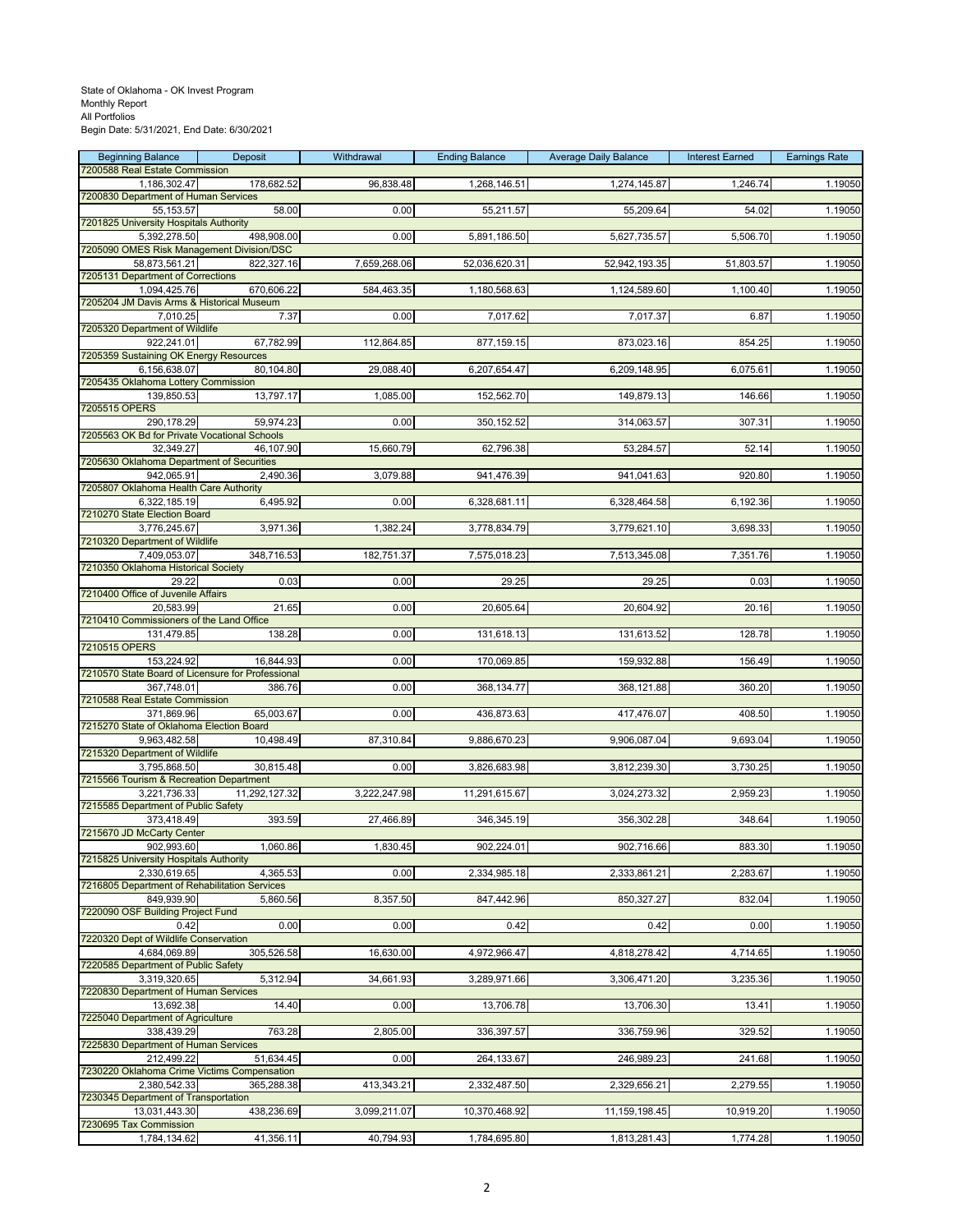State of Oklahoma - OK Invest Program
Monthly Report
All Portfolios
Begin Date: 5/31/2021, End Date: 6/30/2021

| Beginning Balance | Deposit | Withdrawal | Ending Balance | Average Daily Balance | Interest Earned | Earnings Rate |
|---|---|---|---|---|---|---|
| 7200588 Real Estate Commission | | | | | | |
| 1,186,302.47 | 178,682.52 | 96,838.48 | 1,268,146.51 | 1,274,145.87 | 1,246.74 | 1.19050 |
| 7200830 Department of Human Services | | | | | | |
| 55,153.57 | 58.00 | 0.00 | 55,211.57 | 55,209.64 | 54.02 | 1.19050 |
| 7201825 University Hospitals Authority | | | | | | |
| 5,392,278.50 | 498,908.00 | 0.00 | 5,891,186.50 | 5,627,735.57 | 5,506.70 | 1.19050 |
| 7205090 OMES Risk Management Division/DSC | | | | | | |
| 58,873,561.21 | 822,327.16 | 7,659,268.06 | 52,036,620.31 | 52,942,193.35 | 51,803.57 | 1.19050 |
| 7205131 Department of Corrections | | | | | | |
| 1,094,425.76 | 670,606.22 | 584,463.35 | 1,180,568.63 | 1,124,589.60 | 1,100.40 | 1.19050 |
| 7205204 JM Davis Arms & Historical Museum | | | | | | |
| 7,010.25 | 7.37 | 0.00 | 7,017.62 | 7,017.37 | 6.87 | 1.19050 |
| 7205320 Department of Wildlife | | | | | | |
| 922,241.01 | 67,782.99 | 112,864.85 | 877,159.15 | 873,023.16 | 854.25 | 1.19050 |
| 7205359 Sustaining OK Energy Resources | | | | | | |
| 6,156,638.07 | 80,104.80 | 29,088.40 | 6,207,654.47 | 6,209,148.95 | 6,075.61 | 1.19050 |
| 7205435 Oklahoma Lottery Commission | | | | | | |
| 139,850.53 | 13,797.17 | 1,085.00 | 152,562.70 | 149,879.13 | 146.66 | 1.19050 |
| 7205515 OPERS | | | | | | |
| 290,178.29 | 59,974.23 | 0.00 | 350,152.52 | 314,063.57 | 307.31 | 1.19050 |
| 7205563 OK Bd for Private Vocational Schools | | | | | | |
| 32,349.27 | 46,107.90 | 15,660.79 | 62,796.38 | 53,284.57 | 52.14 | 1.19050 |
| 7205630 Oklahoma Department of Securities | | | | | | |
| 942,065.91 | 2,490.36 | 3,079.88 | 941,476.39 | 941,041.63 | 920.80 | 1.19050 |
| 7205807 Oklahoma Health Care Authority | | | | | | |
| 6,322,185.19 | 6,495.92 | 0.00 | 6,328,681.11 | 6,328,464.58 | 6,192.36 | 1.19050 |
| 7210270 State Election Board | | | | | | |
| 3,776,245.67 | 3,971.36 | 1,382.24 | 3,778,834.79 | 3,779,621.10 | 3,698.33 | 1.19050 |
| 7210320 Department of Wildlife | | | | | | |
| 7,409,053.07 | 348,716.53 | 182,751.37 | 7,575,018.23 | 7,513,345.08 | 7,351.76 | 1.19050 |
| 7210350 Oklahoma Historical Society | | | | | | |
| 29.22 | 0.03 | 0.00 | 29.25 | 29.25 | 0.03 | 1.19050 |
| 7210400 Office of Juvenile Affairs | | | | | | |
| 20,583.99 | 21.65 | 0.00 | 20,605.64 | 20,604.92 | 20.16 | 1.19050 |
| 7210410 Commissioners of the Land Office | | | | | | |
| 131,479.85 | 138.28 | 0.00 | 131,618.13 | 131,613.52 | 128.78 | 1.19050 |
| 7210515 OPERS | | | | | | |
| 153,224.92 | 16,844.93 | 0.00 | 170,069.85 | 159,932.88 | 156.49 | 1.19050 |
| 7210570 State Board of Licensure for Professional | | | | | | |
| 367,748.01 | 386.76 | 0.00 | 368,134.77 | 368,121.88 | 360.20 | 1.19050 |
| 7210588 Real Estate Commission | | | | | | |
| 371,869.96 | 65,003.67 | 0.00 | 436,873.63 | 417,476.07 | 408.50 | 1.19050 |
| 7215270 State of Oklahoma Election Board | | | | | | |
| 9,963,482.58 | 10,498.49 | 87,310.84 | 9,886,670.23 | 9,906,087.04 | 9,693.04 | 1.19050 |
| 7215320 Department of Wildlife | | | | | | |
| 3,795,868.50 | 30,815.48 | 0.00 | 3,826,683.98 | 3,812,239.30 | 3,730.25 | 1.19050 |
| 7215566 Tourism & Recreation Department | | | | | | |
| 3,221,736.33 | 11,292,127.32 | 3,222,247.98 | 11,291,615.67 | 3,024,273.32 | 2,959.23 | 1.19050 |
| 7215585 Department of Public Safety | | | | | | |
| 373,418.49 | 393.59 | 27,466.89 | 346,345.19 | 356,302.28 | 348.64 | 1.19050 |
| 7215670 JD McCarty Center | | | | | | |
| 902,993.60 | 1,060.86 | 1,830.45 | 902,224.01 | 902,716.66 | 883.30 | 1.19050 |
| 7215825 University Hospitals Authority | | | | | | |
| 2,330,619.65 | 4,365.53 | 0.00 | 2,334,985.18 | 2,333,861.21 | 2,283.67 | 1.19050 |
| 7216805 Department of Rehabilitation Services | | | | | | |
| 849,939.90 | 5,860.56 | 8,357.50 | 847,442.96 | 850,327.27 | 832.04 | 1.19050 |
| 7220090 OSF Building Project Fund | | | | | | |
| 0.42 | 0.00 | 0.00 | 0.42 | 0.42 | 0.00 | 1.19050 |
| 7220320 Dept of Wildlife Conservation | | | | | | |
| 4,684,069.89 | 305,526.58 | 16,630.00 | 4,972,966.47 | 4,818,278.42 | 4,714.65 | 1.19050 |
| 7220585 Department of Public Safety | | | | | | |
| 3,319,320.65 | 5,312.94 | 34,661.93 | 3,289,971.66 | 3,306,471.20 | 3,235.36 | 1.19050 |
| 7220830 Department of Human Services | | | | | | |
| 13,692.38 | 14.40 | 0.00 | 13,706.78 | 13,706.30 | 13.41 | 1.19050 |
| 7225040 Department of Agriculture | | | | | | |
| 338,439.29 | 763.28 | 2,805.00 | 336,397.57 | 336,759.96 | 329.52 | 1.19050 |
| 7225830 Department of Human Services | | | | | | |
| 212,499.22 | 51,634.45 | 0.00 | 264,133.67 | 246,989.23 | 241.68 | 1.19050 |
| 7230220 Oklahoma Crime Victims Compensation | | | | | | |
| 2,380,542.33 | 365,288.38 | 413,343.21 | 2,332,487.50 | 2,329,656.21 | 2,279.55 | 1.19050 |
| 7230345 Department of Transportation | | | | | | |
| 13,031,443.30 | 438,236.69 | 3,099,211.07 | 10,370,468.92 | 11,159,198.45 | 10,919.20 | 1.19050 |
| 7230695 Tax Commission | | | | | | |
| 1,784,134.62 | 41,356.11 | 40,794.93 | 1,784,695.80 | 1,813,281.43 | 1,774.28 | 1.19050 |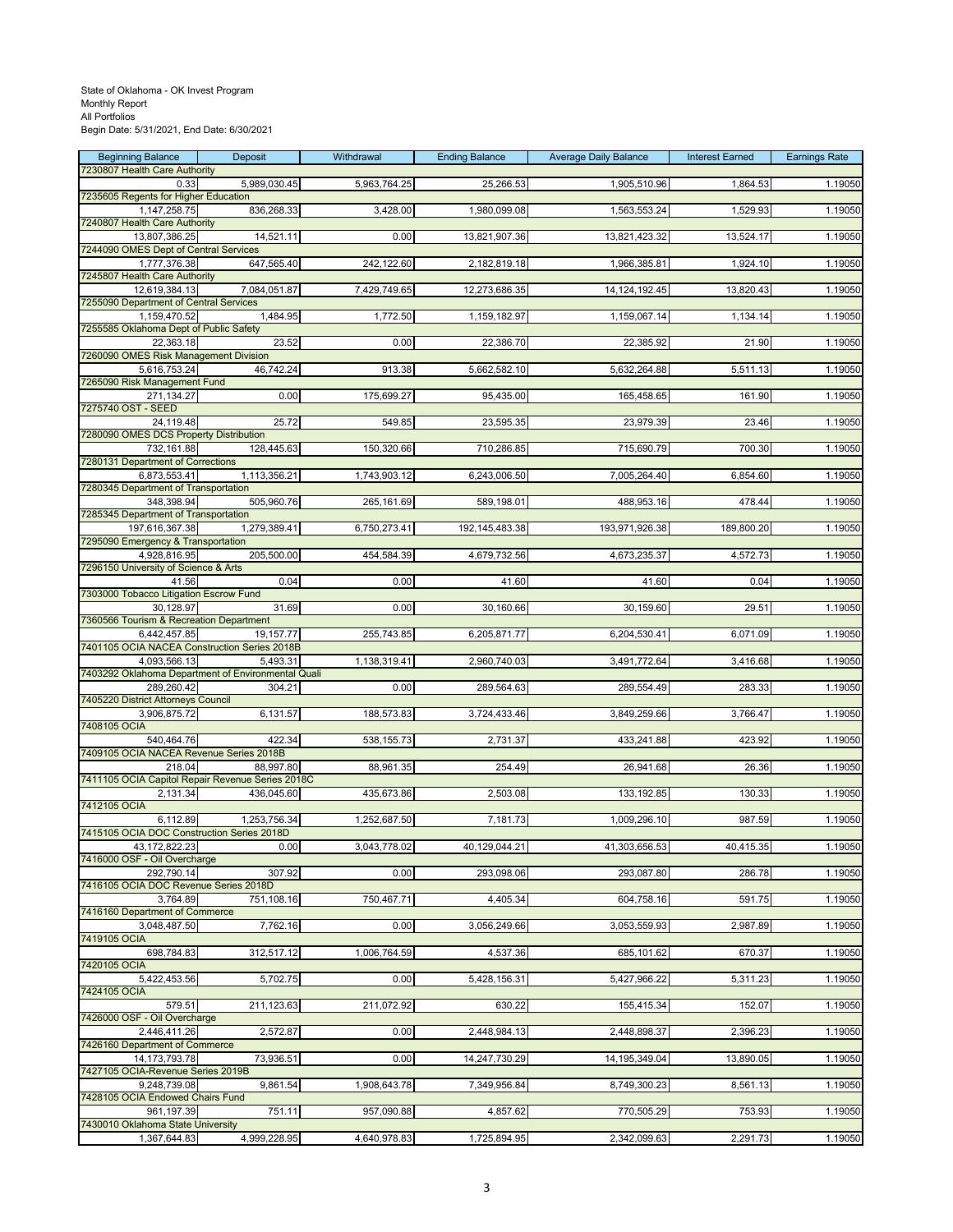State of Oklahoma - OK Invest Program
Monthly Report
All Portfolios
Begin Date: 5/31/2021, End Date: 6/30/2021

| Beginning Balance | Deposit | Withdrawal | Ending Balance | Average Daily Balance | Interest Earned | Earnings Rate |
|---|---|---|---|---|---|---|
| 7230807 Health Care Authority | | | | | | |
| 0.33 | 5,989,030.45 | 5,963,764.25 | 25,266.53 | 1,905,510.96 | 1,864.53 | 1.19050 |
| 7235605 Regents for Higher Education | | | | | | |
| 1,147,258.75 | 836,268.33 | 3,428.00 | 1,980,099.08 | 1,563,553.24 | 1,529.93 | 1.19050 |
| 7240807 Health Care Authority | | | | | | |
| 13,807,386.25 | 14,521.11 | 0.00 | 13,821,907.36 | 13,821,423.32 | 13,524.17 | 1.19050 |
| 7244090 OMES Dept of Central Services | | | | | | |
| 1,777,376.38 | 647,565.40 | 242,122.60 | 2,182,819.18 | 1,966,385.81 | 1,924.10 | 1.19050 |
| 7245807 Health Care Authority | | | | | | |
| 12,619,384.13 | 7,084,051.87 | 7,429,749.65 | 12,273,686.35 | 14,124,192.45 | 13,820.43 | 1.19050 |
| 7255090 Department of Central Services | | | | | | |
| 1,159,470.52 | 1,484.95 | 1,772.50 | 1,159,182.97 | 1,159,067.14 | 1,134.14 | 1.19050 |
| 7255585 Oklahoma Dept of Public Safety | | | | | | |
| 22,363.18 | 23.52 | 0.00 | 22,386.70 | 22,385.92 | 21.90 | 1.19050 |
| 7260090 OMES Risk Management Division | | | | | | |
| 5,616,753.24 | 46,742.24 | 913.38 | 5,662,582.10 | 5,632,264.88 | 5,511.13 | 1.19050 |
| 7265090 Risk Management Fund | | | | | | |
| 271,134.27 | 0.00 | 175,699.27 | 95,435.00 | 165,458.65 | 161.90 | 1.19050 |
| 7275740 OST - SEED | | | | | | |
| 24,119.48 | 25.72 | 549.85 | 23,595.35 | 23,979.39 | 23.46 | 1.19050 |
| 7280090 OMES DCS Property Distribution | | | | | | |
| 732,161.88 | 128,445.63 | 150,320.66 | 710,286.85 | 715,690.79 | 700.30 | 1.19050 |
| 7280131 Department of Corrections | | | | | | |
| 6,873,553.41 | 1,113,356.21 | 1,743,903.12 | 6,243,006.50 | 7,005,264.40 | 6,854.60 | 1.19050 |
| 7280345 Department of Transportation | | | | | | |
| 348,398.94 | 505,960.76 | 265,161.69 | 589,198.01 | 488,953.16 | 478.44 | 1.19050 |
| 7285345 Department of Transportation | | | | | | |
| 197,616,367.38 | 1,279,389.41 | 6,750,273.41 | 192,145,483.38 | 193,971,926.38 | 189,800.20 | 1.19050 |
| 7295090 Emergency & Transportation | | | | | | |
| 4,928,816.95 | 205,500.00 | 454,584.39 | 4,679,732.56 | 4,673,235.37 | 4,572.73 | 1.19050 |
| 7296150 University of Science & Arts | | | | | | |
| 41.56 | 0.04 | 0.00 | 41.60 | 41.60 | 0.04 | 1.19050 |
| 7303000 Tobacco Litigation Escrow Fund | | | | | | |
| 30,128.97 | 31.69 | 0.00 | 30,160.66 | 30,159.60 | 29.51 | 1.19050 |
| 7360566 Tourism & Recreation Department | | | | | | |
| 6,442,457.85 | 19,157.77 | 255,743.85 | 6,205,871.77 | 6,204,530.41 | 6,071.09 | 1.19050 |
| 7401105 OCIA NACEA Construction Series 2018B | | | | | | |
| 4,093,566.13 | 5,493.31 | 1,138,319.41 | 2,960,740.03 | 3,491,772.64 | 3,416.68 | 1.19050 |
| 7403292 Oklahoma Department of Environmental Quali | | | | | | |
| 289,260.42 | 304.21 | 0.00 | 289,564.63 | 289,554.49 | 283.33 | 1.19050 |
| 7405220 District Attorneys Council | | | | | | |
| 3,906,875.72 | 6,131.57 | 188,573.83 | 3,724,433.46 | 3,849,259.66 | 3,766.47 | 1.19050 |
| 7408105 OCIA | | | | | | |
| 540,464.76 | 422.34 | 538,155.73 | 2,731.37 | 433,241.88 | 423.92 | 1.19050 |
| 7409105 OCIA NACEA Revenue Series 2018B | | | | | | |
| 218.04 | 88,997.80 | 88,961.35 | 254.49 | 26,941.68 | 26.36 | 1.19050 |
| 7411105 OCIA Capitol Repair Revenue Series 2018C | | | | | | |
| 2,131.34 | 436,045.60 | 435,673.86 | 2,503.08 | 133,192.85 | 130.33 | 1.19050 |
| 7412105 OCIA | | | | | | |
| 6,112.89 | 1,253,756.34 | 1,252,687.50 | 7,181.73 | 1,009,296.10 | 987.59 | 1.19050 |
| 7415105 OCIA DOC Construction Series 2018D | | | | | | |
| 43,172,822.23 | 0.00 | 3,043,778.02 | 40,129,044.21 | 41,303,656.53 | 40,415.35 | 1.19050 |
| 7416000 OSF - Oil Overcharge | | | | | | |
| 292,790.14 | 307.92 | 0.00 | 293,098.06 | 293,087.80 | 286.78 | 1.19050 |
| 7416105 OCIA DOC Revenue Series 2018D | | | | | | |
| 3,764.89 | 751,108.16 | 750,467.71 | 4,405.34 | 604,758.16 | 591.75 | 1.19050 |
| 7416160 Department of Commerce | | | | | | |
| 3,048,487.50 | 7,762.16 | 0.00 | 3,056,249.66 | 3,053,559.93 | 2,987.89 | 1.19050 |
| 7419105 OCIA | | | | | | |
| 698,784.83 | 312,517.12 | 1,006,764.59 | 4,537.36 | 685,101.62 | 670.37 | 1.19050 |
| 7420105 OCIA | | | | | | |
| 5,422,453.56 | 5,702.75 | 0.00 | 5,428,156.31 | 5,427,966.22 | 5,311.23 | 1.19050 |
| 7424105 OCIA | | | | | | |
| 579.51 | 211,123.63 | 211,072.92 | 630.22 | 155,415.34 | 152.07 | 1.19050 |
| 7426000 OSF - Oil Overcharge | | | | | | |
| 2,446,411.26 | 2,572.87 | 0.00 | 2,448,984.13 | 2,448,898.37 | 2,396.23 | 1.19050 |
| 7426160 Department of Commerce | | | | | | |
| 14,173,793.78 | 73,936.51 | 0.00 | 14,247,730.29 | 14,195,349.04 | 13,890.05 | 1.19050 |
| 7427105 OCIA-Revenue Series 2019B | | | | | | |
| 9,248,739.08 | 9,861.54 | 1,908,643.78 | 7,349,956.84 | 8,749,300.23 | 8,561.13 | 1.19050 |
| 7428105 OCIA Endowed Chairs Fund | | | | | | |
| 961,197.39 | 751.11 | 957,090.88 | 4,857.62 | 770,505.29 | 753.93 | 1.19050 |
| 7430010 Oklahoma State University | | | | | | |
| 1,367,644.83 | 4,999,228.95 | 4,640,978.83 | 1,725,894.95 | 2,342,099.63 | 2,291.73 | 1.19050 |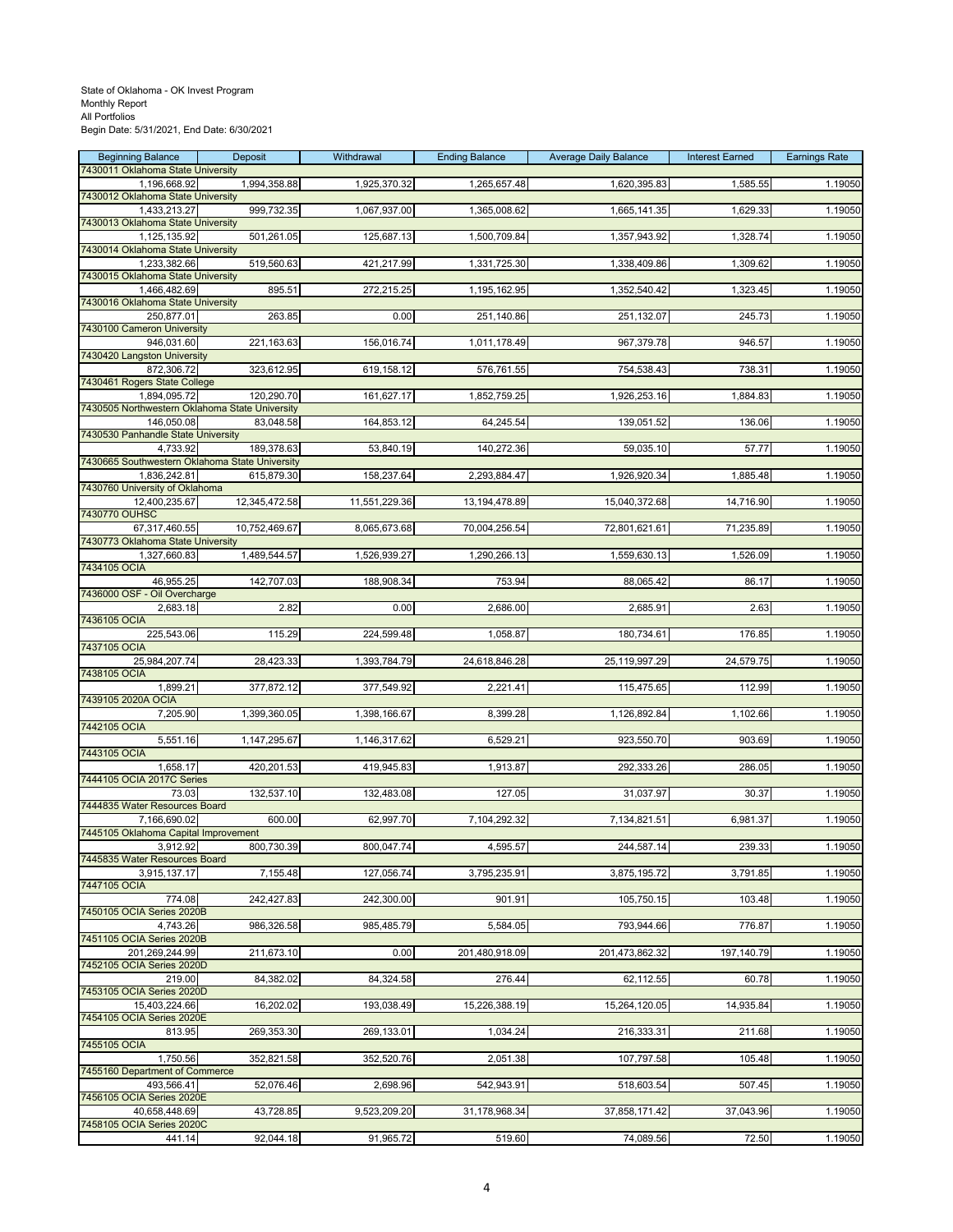State of Oklahoma - OK Invest Program
Monthly Report
All Portfolios
Begin Date: 5/31/2021, End Date: 6/30/2021

| Beginning Balance | Deposit | Withdrawal | Ending Balance | Average Daily Balance | Interest Earned | Earnings Rate |
|---|---|---|---|---|---|---|
| 7430011 Oklahoma State University | | | | | | |
| 1,196,668.92 | 1,994,358.88 | 1,925,370.32 | 1,265,657.48 | 1,620,395.83 | 1,585.55 | 1.19050 |
| 7430012 Oklahoma State University | | | | | | |
| 1,433,213.27 | 999,732.35 | 1,067,937.00 | 1,365,008.62 | 1,665,141.35 | 1,629.33 | 1.19050 |
| 7430013 Oklahoma State University | | | | | | |
| 1,125,135.92 | 501,261.05 | 125,687.13 | 1,500,709.84 | 1,357,943.92 | 1,328.74 | 1.19050 |
| 7430014 Oklahoma State University | | | | | | |
| 1,233,382.66 | 519,560.63 | 421,217.99 | 1,331,725.30 | 1,338,409.86 | 1,309.62 | 1.19050 |
| 7430015 Oklahoma State University | | | | | | |
| 1,466,482.69 | 895.51 | 272,215.25 | 1,195,162.95 | 1,352,540.42 | 1,323.45 | 1.19050 |
| 7430016 Oklahoma State University | | | | | | |
| 250,877.01 | 263.85 | 0.00 | 251,140.86 | 251,132.07 | 245.73 | 1.19050 |
| 7430100 Cameron University | | | | | | |
| 946,031.60 | 221,163.63 | 156,016.74 | 1,011,178.49 | 967,379.78 | 946.57 | 1.19050 |
| 7430420 Langston University | | | | | | |
| 872,306.72 | 323,612.95 | 619,158.12 | 576,761.55 | 754,538.43 | 738.31 | 1.19050 |
| 7430461 Rogers State College | | | | | | |
| 1,894,095.72 | 120,290.70 | 161,627.17 | 1,852,759.25 | 1,926,253.16 | 1,884.83 | 1.19050 |
| 7430505 Northwestern Oklahoma State University | | | | | | |
| 146,050.08 | 83,048.58 | 164,853.12 | 64,245.54 | 139,051.52 | 136.06 | 1.19050 |
| 7430530 Panhandle State University | | | | | | |
| 4,733.92 | 189,378.63 | 53,840.19 | 140,272.36 | 59,035.10 | 57.77 | 1.19050 |
| 7430665 Southwestern Oklahoma State University | | | | | | |
| 1,836,242.81 | 615,879.30 | 158,237.64 | 2,293,884.47 | 1,926,920.34 | 1,885.48 | 1.19050 |
| 7430760 University of Oklahoma | | | | | | |
| 12,400,235.67 | 12,345,472.58 | 11,551,229.36 | 13,194,478.89 | 15,040,372.68 | 14,716.90 | 1.19050 |
| 7430770 OUHSC | | | | | | |
| 67,317,460.55 | 10,752,469.67 | 8,065,673.68 | 70,004,256.54 | 72,801,621.61 | 71,235.89 | 1.19050 |
| 7430773 Oklahoma State University | | | | | | |
| 1,327,660.83 | 1,489,544.57 | 1,526,939.27 | 1,290,266.13 | 1,559,630.13 | 1,526.09 | 1.19050 |
| 7434105 OCIA | | | | | | |
| 46,955.25 | 142,707.03 | 188,908.34 | 753.94 | 88,065.42 | 86.17 | 1.19050 |
| 7436000 OSF - Oil Overcharge | | | | | | |
| 2,683.18 | 2.82 | 0.00 | 2,686.00 | 2,685.91 | 2.63 | 1.19050 |
| 7436105 OCIA | | | | | | |
| 225,543.06 | 115.29 | 224,599.48 | 1,058.87 | 180,734.61 | 176.85 | 1.19050 |
| 7437105 OCIA | | | | | | |
| 25,984,207.74 | 28,423.33 | 1,393,784.79 | 24,618,846.28 | 25,119,997.29 | 24,579.75 | 1.19050 |
| 7438105 OCIA | | | | | | |
| 1,899.21 | 377,872.12 | 377,549.92 | 2,221.41 | 115,475.65 | 112.99 | 1.19050 |
| 7439105 2020A OCIA | | | | | | |
| 7,205.90 | 1,399,360.05 | 1,398,166.67 | 8,399.28 | 1,126,892.84 | 1,102.66 | 1.19050 |
| 7442105 OCIA | | | | | | |
| 5,551.16 | 1,147,295.67 | 1,146,317.62 | 6,529.21 | 923,550.70 | 903.69 | 1.19050 |
| 7443105 OCIA | | | | | | |
| 1,658.17 | 420,201.53 | 419,945.83 | 1,913.87 | 292,333.26 | 286.05 | 1.19050 |
| 7444105 OCIA 2017C Series | | | | | | |
| 73.03 | 132,537.10 | 132,483.08 | 127.05 | 31,037.97 | 30.37 | 1.19050 |
| 7444835 Water Resources Board | | | | | | |
| 7,166,690.02 | 600.00 | 62,997.70 | 7,104,292.32 | 7,134,821.51 | 6,981.37 | 1.19050 |
| 7445105 Oklahoma Capital Improvement | | | | | | |
| 3,912.92 | 800,730.39 | 800,047.74 | 4,595.57 | 244,587.14 | 239.33 | 1.19050 |
| 7445835 Water Resources Board | | | | | | |
| 3,915,137.17 | 7,155.48 | 127,056.74 | 3,795,235.91 | 3,875,195.72 | 3,791.85 | 1.19050 |
| 7447105 OCIA | | | | | | |
| 774.08 | 242,427.83 | 242,300.00 | 901.91 | 105,750.15 | 103.48 | 1.19050 |
| 7450105 OCIA Series 2020B | | | | | | |
| 4,743.26 | 986,326.58 | 985,485.79 | 5,584.05 | 793,944.66 | 776.87 | 1.19050 |
| 7451105 OCIA Series 2020B | | | | | | |
| 201,269,244.99 | 211,673.10 | 0.00 | 201,480,918.09 | 201,473,862.32 | 197,140.79 | 1.19050 |
| 7452105 OCIA Series 2020D | | | | | | |
| 219.00 | 84,382.02 | 84,324.58 | 276.44 | 62,112.55 | 60.78 | 1.19050 |
| 7453105 OCIA Series 2020D | | | | | | |
| 15,403,224.66 | 16,202.02 | 193,038.49 | 15,226,388.19 | 15,264,120.05 | 14,935.84 | 1.19050 |
| 7454105 OCIA Series 2020E | | | | | | |
| 813.95 | 269,353.30 | 269,133.01 | 1,034.24 | 216,333.31 | 211.68 | 1.19050 |
| 7455105 OCIA | | | | | | |
| 1,750.56 | 352,821.58 | 352,520.76 | 2,051.38 | 107,797.58 | 105.48 | 1.19050 |
| 7455160 Department of Commerce | | | | | | |
| 493,566.41 | 52,076.46 | 2,698.96 | 542,943.91 | 518,603.54 | 507.45 | 1.19050 |
| 7456105 OCIA Series 2020E | | | | | | |
| 40,658,448.69 | 43,728.85 | 9,523,209.20 | 31,178,968.34 | 37,858,171.42 | 37,043.96 | 1.19050 |
| 7458105 OCIA Series 2020C | | | | | | |
| 441.14 | 92,044.18 | 91,965.72 | 519.60 | 74,089.56 | 72.50 | 1.19050 |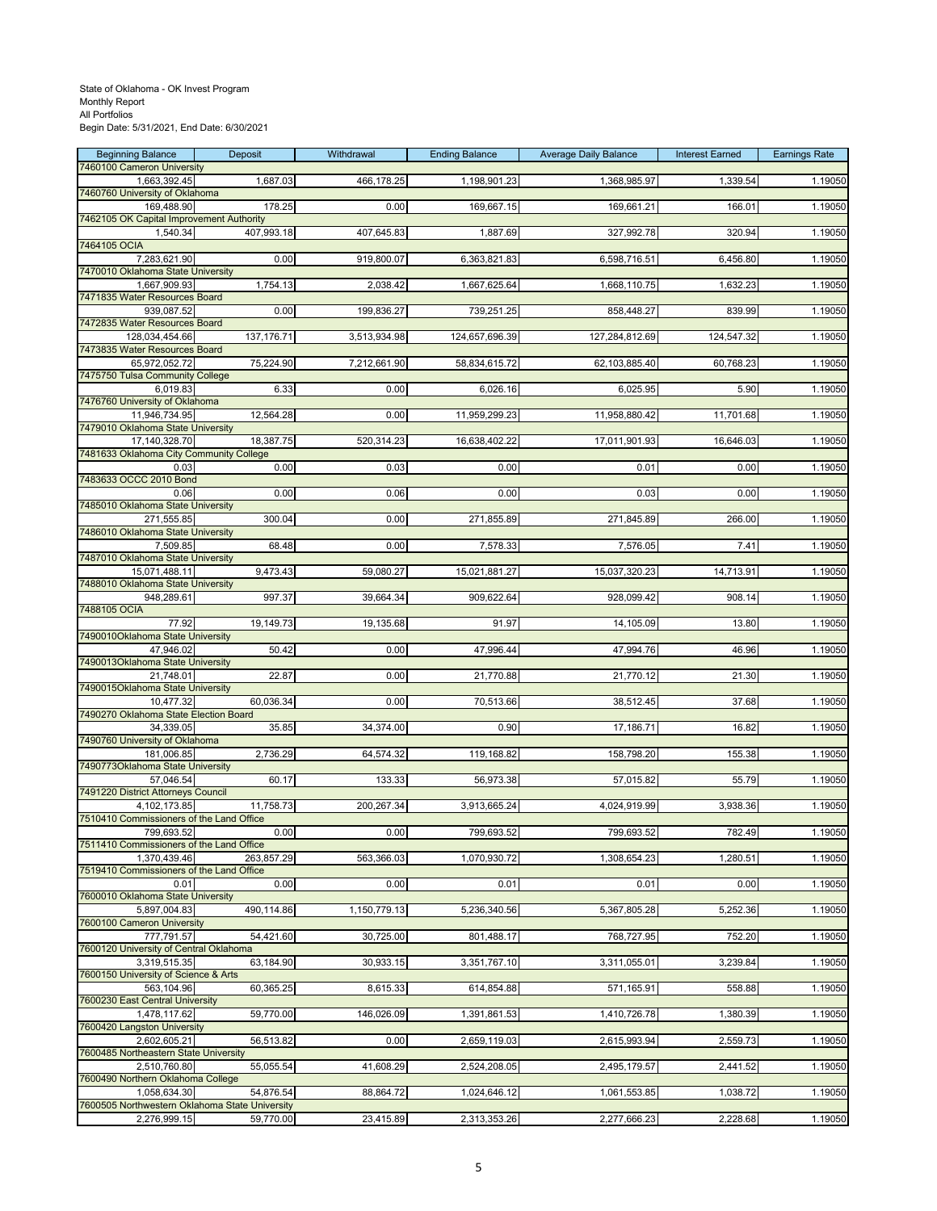State of Oklahoma - OK Invest Program
Monthly Report
All Portfolios
Begin Date: 5/31/2021, End Date: 6/30/2021

| Beginning Balance | Deposit | Withdrawal | Ending Balance | Average Daily Balance | Interest Earned | Earnings Rate |
|---|---|---|---|---|---|---|
| 7460100 Cameron University | | | | | | |
| 1,663,392.45 | 1,687.03 | 466,178.25 | 1,198,901.23 | 1,368,985.97 | 1,339.54 | 1.19050 |
| 7460760 University of Oklahoma | | | | | | |
| 169,488.90 | 178.25 | 0.00 | 169,667.15 | 169,661.21 | 166.01 | 1.19050 |
| 7462105 OK Capital Improvement Authority | | | | | | |
| 1,540.34 | 407,993.18 | 407,645.83 | 1,887.69 | 327,992.78 | 320.94 | 1.19050 |
| 7464105 OCIA | | | | | | |
| 7,283,621.90 | 0.00 | 919,800.07 | 6,363,821.83 | 6,598,716.51 | 6,456.80 | 1.19050 |
| 7470010 Oklahoma State University | | | | | | |
| 1,667,909.93 | 1,754.13 | 2,038.42 | 1,667,625.64 | 1,668,110.75 | 1,632.23 | 1.19050 |
| 7471835 Water Resources Board | | | | | | |
| 939,087.52 | 0.00 | 199,836.27 | 739,251.25 | 858,448.27 | 839.99 | 1.19050 |
| 7472835 Water Resources Board | | | | | | |
| 128,034,454.66 | 137,176.71 | 3,513,934.98 | 124,657,696.39 | 127,284,812.69 | 124,547.32 | 1.19050 |
| 7473835 Water Resources Board | | | | | | |
| 65,972,052.72 | 75,224.90 | 7,212,661.90 | 58,834,615.72 | 62,103,885.40 | 60,768.23 | 1.19050 |
| 7475750 Tulsa Community College | | | | | | |
| 6,019.83 | 6.33 | 0.00 | 6,026.16 | 6,025.95 | 5.90 | 1.19050 |
| 7476760 University of Oklahoma | | | | | | |
| 11,946,734.95 | 12,564.28 | 0.00 | 11,959,299.23 | 11,958,880.42 | 11,701.68 | 1.19050 |
| 7479010 Oklahoma State University | | | | | | |
| 17,140,328.70 | 18,387.75 | 520,314.23 | 16,638,402.22 | 17,011,901.93 | 16,646.03 | 1.19050 |
| 7481633 Oklahoma City Community College | | | | | | |
| 0.03 | 0.00 | 0.03 | 0.00 | 0.01 | 0.00 | 1.19050 |
| 7483633 OCCC 2010 Bond | | | | | | |
| 0.06 | 0.00 | 0.06 | 0.00 | 0.03 | 0.00 | 1.19050 |
| 7485010 Oklahoma State University | | | | | | |
| 271,555.85 | 300.04 | 0.00 | 271,855.89 | 271,845.89 | 266.00 | 1.19050 |
| 7486010 Oklahoma State University | | | | | | |
| 7,509.85 | 68.48 | 0.00 | 7,578.33 | 7,576.05 | 7.41 | 1.19050 |
| 7487010 Oklahoma State University | | | | | | |
| 15,071,488.11 | 9,473.43 | 59,080.27 | 15,021,881.27 | 15,037,320.23 | 14,713.91 | 1.19050 |
| 7488010 Oklahoma State University | | | | | | |
| 948,289.61 | 997.37 | 39,664.34 | 909,622.64 | 928,099.42 | 908.14 | 1.19050 |
| 7488105 OCIA | | | | | | |
| 77.92 | 19,149.73 | 19,135.68 | 91.97 | 14,105.09 | 13.80 | 1.19050 |
| 7490010Oklahoma State University | | | | | | |
| 47,946.02 | 50.42 | 0.00 | 47,996.44 | 47,994.76 | 46.96 | 1.19050 |
| 7490013Oklahoma State University | | | | | | |
| 21,748.01 | 22.87 | 0.00 | 21,770.88 | 21,770.12 | 21.30 | 1.19050 |
| 7490015Oklahoma State University | | | | | | |
| 10,477.32 | 60,036.34 | 0.00 | 70,513.66 | 38,512.45 | 37.68 | 1.19050 |
| 7490270 Oklahoma State Election Board | | | | | | |
| 34,339.05 | 35.85 | 34,374.00 | 0.90 | 17,186.71 | 16.82 | 1.19050 |
| 7490760 University of Oklahoma | | | | | | |
| 181,006.85 | 2,736.29 | 64,574.32 | 119,168.82 | 158,798.20 | 155.38 | 1.19050 |
| 7490773Oklahoma State University | | | | | | |
| 57,046.54 | 60.17 | 133.33 | 56,973.38 | 57,015.82 | 55.79 | 1.19050 |
| 7491220 District Attorneys Council | | | | | | |
| 4,102,173.85 | 11,758.73 | 200,267.34 | 3,913,665.24 | 4,024,919.99 | 3,938.36 | 1.19050 |
| 7510410 Commissioners of the Land Office | | | | | | |
| 799,693.52 | 0.00 | 0.00 | 799,693.52 | 799,693.52 | 782.49 | 1.19050 |
| 7511410 Commissioners of the Land Office | | | | | | |
| 1,370,439.46 | 263,857.29 | 563,366.03 | 1,070,930.72 | 1,308,654.23 | 1,280.51 | 1.19050 |
| 7519410 Commissioners of the Land Office | | | | | | |
| 0.01 | 0.00 | 0.00 | 0.01 | 0.01 | 0.00 | 1.19050 |
| 7600010 Oklahoma State University | | | | | | |
| 5,897,004.83 | 490,114.86 | 1,150,779.13 | 5,236,340.56 | 5,367,805.28 | 5,252.36 | 1.19050 |
| 7600100 Cameron University | | | | | | |
| 777,791.57 | 54,421.60 | 30,725.00 | 801,488.17 | 768,727.95 | 752.20 | 1.19050 |
| 7600120 University of Central Oklahoma | | | | | | |
| 3,319,515.35 | 63,184.90 | 30,933.15 | 3,351,767.10 | 3,311,055.01 | 3,239.84 | 1.19050 |
| 7600150 University of Science & Arts | | | | | | |
| 563,104.96 | 60,365.25 | 8,615.33 | 614,854.88 | 571,165.91 | 558.88 | 1.19050 |
| 7600230 East Central University | | | | | | |
| 1,478,117.62 | 59,770.00 | 146,026.09 | 1,391,861.53 | 1,410,726.78 | 1,380.39 | 1.19050 |
| 7600420 Langston University | | | | | | |
| 2,602,605.21 | 56,513.82 | 0.00 | 2,659,119.03 | 2,615,993.94 | 2,559.73 | 1.19050 |
| 7600485 Northeastern State University | | | | | | |
| 2,510,760.80 | 55,055.54 | 41,608.29 | 2,524,208.05 | 2,495,179.57 | 2,441.52 | 1.19050 |
| 7600490 Northern Oklahoma College | | | | | | |
| 1,058,634.30 | 54,876.54 | 88,864.72 | 1,024,646.12 | 1,061,553.85 | 1,038.72 | 1.19050 |
| 7600505 Northwestern Oklahoma State University | | | | | | |
| 2,276,999.15 | 59,770.00 | 23,415.89 | 2,313,353.26 | 2,277,666.23 | 2,228.68 | 1.19050 |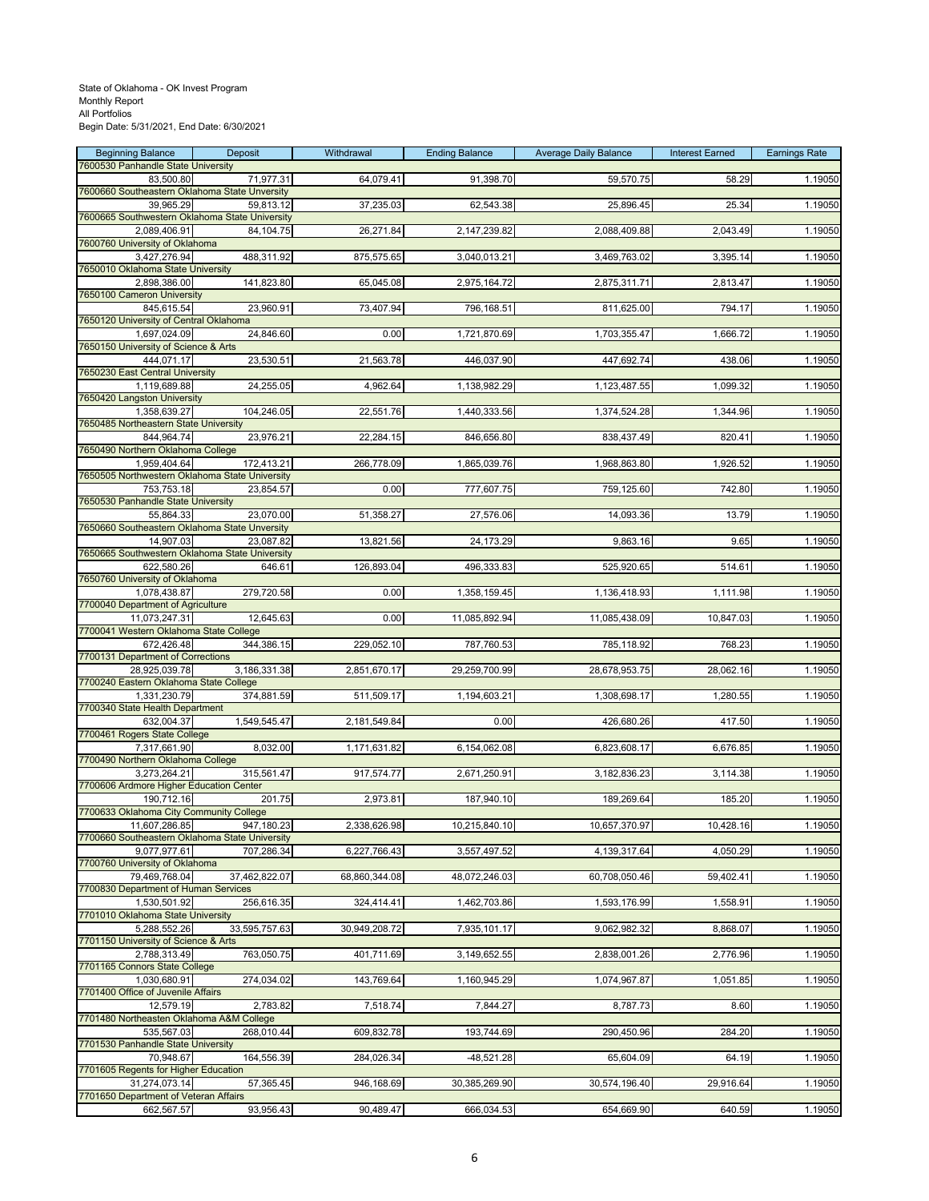State of Oklahoma - OK Invest Program
Monthly Report
All Portfolios
Begin Date: 5/31/2021, End Date: 6/30/2021

| Beginning Balance | Deposit | Withdrawal | Ending Balance | Average Daily Balance | Interest Earned | Earnings Rate |
|---|---|---|---|---|---|---|
| 7600530 Panhandle State University | | | | | | |
| 83,500.80 | 71,977.31 | 64,079.41 | 91,398.70 | 59,570.75 | 58.29 | 1.19050 |
| 7600660 Southeastern Oklahoma State Unversity | | | | | | |
| 39,965.29 | 59,813.12 | 37,235.03 | 62,543.38 | 25,896.45 | 25.34 | 1.19050 |
| 7600665 Southwestern Oklahoma State University | | | | | | |
| 2,089,406.91 | 84,104.75 | 26,271.84 | 2,147,239.82 | 2,088,409.88 | 2,043.49 | 1.19050 |
| 7600760 University of Oklahoma | | | | | | |
| 3,427,276.94 | 488,311.92 | 875,575.65 | 3,040,013.21 | 3,469,763.02 | 3,395.14 | 1.19050 |
| 7650010 Oklahoma State University | | | | | | |
| 2,898,386.00 | 141,823.80 | 65,045.08 | 2,975,164.72 | 2,875,311.71 | 2,813.47 | 1.19050 |
| 7650100 Cameron University | | | | | | |
| 845,615.54 | 23,960.91 | 73,407.94 | 796,168.51 | 811,625.00 | 794.17 | 1.19050 |
| 7650120 University of Central Oklahoma | | | | | | |
| 1,697,024.09 | 24,846.60 | 0.00 | 1,721,870.69 | 1,703,355.47 | 1,666.72 | 1.19050 |
| 7650150 University of Science & Arts | | | | | | |
| 444,071.17 | 23,530.51 | 21,563.78 | 446,037.90 | 447,692.74 | 438.06 | 1.19050 |
| 7650230 East Central University | | | | | | |
| 1,119,689.88 | 24,255.05 | 4,962.64 | 1,138,982.29 | 1,123,487.55 | 1,099.32 | 1.19050 |
| 7650420 Langston University | | | | | | |
| 1,358,639.27 | 104,246.05 | 22,551.76 | 1,440,333.56 | 1,374,524.28 | 1,344.96 | 1.19050 |
| 7650485 Northeastern State University | | | | | | |
| 844,964.74 | 23,976.21 | 22,284.15 | 846,656.80 | 838,437.49 | 820.41 | 1.19050 |
| 7650490 Northern Oklahoma College | | | | | | |
| 1,959,404.64 | 172,413.21 | 266,778.09 | 1,865,039.76 | 1,968,863.80 | 1,926.52 | 1.19050 |
| 7650505 Northwestern Oklahoma State University | | | | | | |
| 753,753.18 | 23,854.57 | 0.00 | 777,607.75 | 759,125.60 | 742.80 | 1.19050 |
| 7650530 Panhandle State University | | | | | | |
| 55,864.33 | 23,070.00 | 51,358.27 | 27,576.06 | 14,093.36 | 13.79 | 1.19050 |
| 7650660 Southeastern Oklahoma State Unversity | | | | | | |
| 14,907.03 | 23,087.82 | 13,821.56 | 24,173.29 | 9,863.16 | 9.65 | 1.19050 |
| 7650665 Southwestern Oklahoma State University | | | | | | |
| 622,580.26 | 646.61 | 126,893.04 | 496,333.83 | 525,920.65 | 514.61 | 1.19050 |
| 7650760 University of Oklahoma | | | | | | |
| 1,078,438.87 | 279,720.58 | 0.00 | 1,358,159.45 | 1,136,418.93 | 1,111.98 | 1.19050 |
| 7700040 Department of Agriculture | | | | | | |
| 11,073,247.31 | 12,645.63 | 0.00 | 11,085,892.94 | 11,085,438.09 | 10,847.03 | 1.19050 |
| 7700041 Western Oklahoma State College | | | | | | |
| 672,426.48 | 344,386.15 | 229,052.10 | 787,760.53 | 785,118.92 | 768.23 | 1.19050 |
| 7700131 Department of Corrections | | | | | | |
| 28,925,039.78 | 3,186,331.38 | 2,851,670.17 | 29,259,700.99 | 28,678,953.75 | 28,062.16 | 1.19050 |
| 7700240 Eastern Oklahoma State College | | | | | | |
| 1,331,230.79 | 374,881.59 | 511,509.17 | 1,194,603.21 | 1,308,698.17 | 1,280.55 | 1.19050 |
| 7700340 State Health Department | | | | | | |
| 632,004.37 | 1,549,545.47 | 2,181,549.84 | 0.00 | 426,680.26 | 417.50 | 1.19050 |
| 7700461 Rogers State College | | | | | | |
| 7,317,661.90 | 8,032.00 | 1,171,631.82 | 6,154,062.08 | 6,823,608.17 | 6,676.85 | 1.19050 |
| 7700490 Northern Oklahoma College | | | | | | |
| 3,273,264.21 | 315,561.47 | 917,574.77 | 2,671,250.91 | 3,182,836.23 | 3,114.38 | 1.19050 |
| 7700606 Ardmore Higher Education Center | | | | | | |
| 190,712.16 | 201.75 | 2,973.81 | 187,940.10 | 189,269.64 | 185.20 | 1.19050 |
| 7700633 Oklahoma City Community College | | | | | | |
| 11,607,286.85 | 947,180.23 | 2,338,626.98 | 10,215,840.10 | 10,657,370.97 | 10,428.16 | 1.19050 |
| 7700660 Southeastern Oklahoma State University | | | | | | |
| 9,077,977.61 | 707,286.34 | 6,227,766.43 | 3,557,497.52 | 4,139,317.64 | 4,050.29 | 1.19050 |
| 7700760 University of Oklahoma | | | | | | |
| 79,469,768.04 | 37,462,822.07 | 68,860,344.08 | 48,072,246.03 | 60,708,050.46 | 59,402.41 | 1.19050 |
| 7700830 Department of Human Services | | | | | | |
| 1,530,501.92 | 256,616.35 | 324,414.41 | 1,462,703.86 | 1,593,176.99 | 1,558.91 | 1.19050 |
| 7701010 Oklahoma State University | | | | | | |
| 5,288,552.26 | 33,595,757.63 | 30,949,208.72 | 7,935,101.17 | 9,062,982.32 | 8,868.07 | 1.19050 |
| 7701150 University of Science & Arts | | | | | | |
| 2,788,313.49 | 763,050.75 | 401,711.69 | 3,149,652.55 | 2,838,001.26 | 2,776.96 | 1.19050 |
| 7701165 Connors State College | | | | | | |
| 1,030,680.91 | 274,034.02 | 143,769.64 | 1,160,945.29 | 1,074,967.87 | 1,051.85 | 1.19050 |
| 7701400 Office of Juvenile Affairs | | | | | | |
| 12,579.19 | 2,783.82 | 7,518.74 | 7,844.27 | 8,787.73 | 8.60 | 1.19050 |
| 7701480 Northeasten Oklahoma A&M College | | | | | | |
| 535,567.03 | 268,010.44 | 609,832.78 | 193,744.69 | 290,450.96 | 284.20 | 1.19050 |
| 7701530 Panhandle State University | | | | | | |
| 70,948.67 | 164,556.39 | 284,026.34 | -48,521.28 | 65,604.09 | 64.19 | 1.19050 |
| 7701605 Regents for Higher Education | | | | | | |
| 31,274,073.14 | 57,365.45 | 946,168.69 | 30,385,269.90 | 30,574,196.40 | 29,916.64 | 1.19050 |
| 7701650 Department of Veteran Affairs | | | | | | |
| 662,567.57 | 93,956.43 | 90,489.47 | 666,034.53 | 654,669.90 | 640.59 | 1.19050 |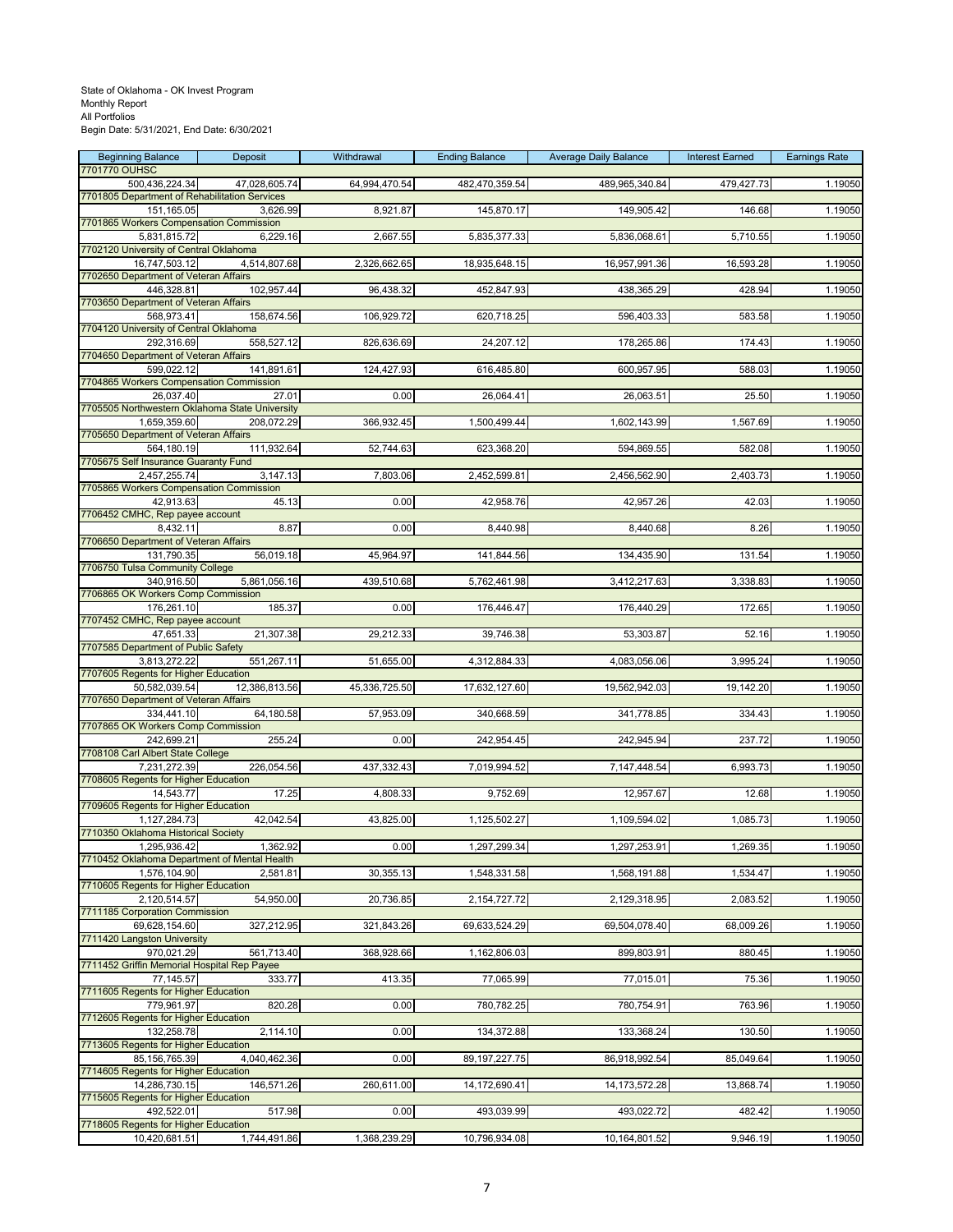State of Oklahoma - OK Invest Program
Monthly Report
All Portfolios
Begin Date: 5/31/2021, End Date: 6/30/2021

| Beginning Balance | Deposit | Withdrawal | Ending Balance | Average Daily Balance | Interest Earned | Earnings Rate |
|---|---|---|---|---|---|---|
| 7701770 OUHSC | | | | | | |
| 500,436,224.34 | 47,028,605.74 | 64,994,470.54 | 482,470,359.54 | 489,965,340.84 | 479,427.73 | 1.19050 |
| 7701805 Department of Rehabilitation Services | | | | | | |
| 151,165.05 | 3,626.99 | 8,921.87 | 145,870.17 | 149,905.42 | 146.68 | 1.19050 |
| 7701865 Workers Compensation Commission | | | | | | |
| 5,831,815.72 | 6,229.16 | 2,667.55 | 5,835,377.33 | 5,836,068.61 | 5,710.55 | 1.19050 |
| 7702120 University of Central Oklahoma | | | | | | |
| 16,747,503.12 | 4,514,807.68 | 2,326,662.65 | 18,935,648.15 | 16,957,991.36 | 16,593.28 | 1.19050 |
| 7702650 Department of Veteran Affairs | | | | | | |
| 446,328.81 | 102,957.44 | 96,438.32 | 452,847.93 | 438,365.29 | 428.94 | 1.19050 |
| 7703650 Department of Veteran Affairs | | | | | | |
| 568,973.41 | 158,674.56 | 106,929.72 | 620,718.25 | 596,403.33 | 583.58 | 1.19050 |
| 7704120 University of Central Oklahoma | | | | | | |
| 292,316.69 | 558,527.12 | 826,636.69 | 24,207.12 | 178,265.86 | 174.43 | 1.19050 |
| 7704650 Department of Veteran Affairs | | | | | | |
| 599,022.12 | 141,891.61 | 124,427.93 | 616,485.80 | 600,957.95 | 588.03 | 1.19050 |
| 7704865 Workers Compensation Commission | | | | | | |
| 26,037.40 | 27.01 | 0.00 | 26,064.41 | 26,063.51 | 25.50 | 1.19050 |
| 7705505 Northwestern Oklahoma State University | | | | | | |
| 1,659,359.60 | 208,072.29 | 366,932.45 | 1,500,499.44 | 1,602,143.99 | 1,567.69 | 1.19050 |
| 7705650 Department of Veteran Affairs | | | | | | |
| 564,180.19 | 111,932.64 | 52,744.63 | 623,368.20 | 594,869.55 | 582.08 | 1.19050 |
| 7705675 Self Insurance Guaranty Fund | | | | | | |
| 2,457,255.74 | 3,147.13 | 7,803.06 | 2,452,599.81 | 2,456,562.90 | 2,403.73 | 1.19050 |
| 7705865 Workers Compensation Commission | | | | | | |
| 42,913.63 | 45.13 | 0.00 | 42,958.76 | 42,957.26 | 42.03 | 1.19050 |
| 7706452 CMHC, Rep payee account | | | | | | |
| 8,432.11 | 8.87 | 0.00 | 8,440.98 | 8,440.68 | 8.26 | 1.19050 |
| 7706650 Department of Veteran Affairs | | | | | | |
| 131,790.35 | 56,019.18 | 45,964.97 | 141,844.56 | 134,435.90 | 131.54 | 1.19050 |
| 7706750 Tulsa Community College | | | | | | |
| 340,916.50 | 5,861,056.16 | 439,510.68 | 5,762,461.98 | 3,412,217.63 | 3,338.83 | 1.19050 |
| 7706865 OK Workers Comp Commission | | | | | | |
| 176,261.10 | 185.37 | 0.00 | 176,446.47 | 176,440.29 | 172.65 | 1.19050 |
| 7707452 CMHC, Rep payee account | | | | | | |
| 47,651.33 | 21,307.38 | 29,212.33 | 39,746.38 | 53,303.87 | 52.16 | 1.19050 |
| 7707585 Department of Public Safety | | | | | | |
| 3,813,272.22 | 551,267.11 | 51,655.00 | 4,312,884.33 | 4,083,056.06 | 3,995.24 | 1.19050 |
| 7707605 Regents for Higher Education | | | | | | |
| 50,582,039.54 | 12,386,813.56 | 45,336,725.50 | 17,632,127.60 | 19,562,942.03 | 19,142.20 | 1.19050 |
| 7707650 Department of Veteran Affairs | | | | | | |
| 334,441.10 | 64,180.58 | 57,953.09 | 340,668.59 | 341,778.85 | 334.43 | 1.19050 |
| 7707865 OK Workers Comp Commission | | | | | | |
| 242,699.21 | 255.24 | 0.00 | 242,954.45 | 242,945.94 | 237.72 | 1.19050 |
| 7708108 Carl Albert State College | | | | | | |
| 7,231,272.39 | 226,054.56 | 437,332.43 | 7,019,994.52 | 7,147,448.54 | 6,993.73 | 1.19050 |
| 7708605 Regents for Higher Education | | | | | | |
| 14,543.77 | 17.25 | 4,808.33 | 9,752.69 | 12,957.67 | 12.68 | 1.19050 |
| 7709605 Regents for Higher Education | | | | | | |
| 1,127,284.73 | 42,042.54 | 43,825.00 | 1,125,502.27 | 1,109,594.02 | 1,085.73 | 1.19050 |
| 7710350 Oklahoma Historical Society | | | | | | |
| 1,295,936.42 | 1,362.92 | 0.00 | 1,297,299.34 | 1,297,253.91 | 1,269.35 | 1.19050 |
| 7710452 Oklahoma Department of Mental Health | | | | | | |
| 1,576,104.90 | 2,581.81 | 30,355.13 | 1,548,331.58 | 1,568,191.88 | 1,534.47 | 1.19050 |
| 7710605 Regents for Higher Education | | | | | | |
| 2,120,514.57 | 54,950.00 | 20,736.85 | 2,154,727.72 | 2,129,318.95 | 2,083.52 | 1.19050 |
| 7711185 Corporation Commission | | | | | | |
| 69,628,154.60 | 327,212.95 | 321,843.26 | 69,633,524.29 | 69,504,078.40 | 68,009.26 | 1.19050 |
| 7711420 Langston University | | | | | | |
| 970,021.29 | 561,713.40 | 368,928.66 | 1,162,806.03 | 899,803.91 | 880.45 | 1.19050 |
| 7711452 Griffin Memorial Hospital Rep Payee | | | | | | |
| 77,145.57 | 333.77 | 413.35 | 77,065.99 | 77,015.01 | 75.36 | 1.19050 |
| 7711605 Regents for Higher Education | | | | | | |
| 779,961.97 | 820.28 | 0.00 | 780,782.25 | 780,754.91 | 763.96 | 1.19050 |
| 7712605 Regents for Higher Education | | | | | | |
| 132,258.78 | 2,114.10 | 0.00 | 134,372.88 | 133,368.24 | 130.50 | 1.19050 |
| 7713605 Regents for Higher Education | | | | | | |
| 85,156,765.39 | 4,040,462.36 | 0.00 | 89,197,227.75 | 86,918,992.54 | 85,049.64 | 1.19050 |
| 7714605 Regents for Higher Education | | | | | | |
| 14,286,730.15 | 146,571.26 | 260,611.00 | 14,172,690.41 | 14,173,572.28 | 13,868.74 | 1.19050 |
| 7715605 Regents for Higher Education | | | | | | |
| 492,522.01 | 517.98 | 0.00 | 493,039.99 | 493,022.72 | 482.42 | 1.19050 |
| 7718605 Regents for Higher Education | | | | | | |
| 10,420,681.51 | 1,744,491.86 | 1,368,239.29 | 10,796,934.08 | 10,164,801.52 | 9,946.19 | 1.19050 |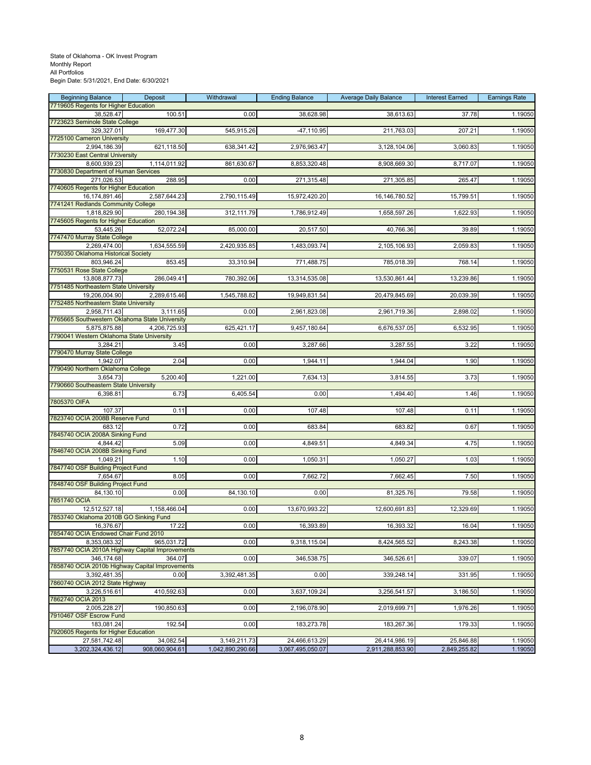State of Oklahoma - OK Invest Program
Monthly Report
All Portfolios
Begin Date: 5/31/2021, End Date: 6/30/2021

| Beginning Balance | Deposit | Withdrawal | Ending Balance | Average Daily Balance | Interest Earned | Earnings Rate |
|---|---|---|---|---|---|---|
| 7719605 Regents for Higher Education | | | | | | |
| 38,528.47 | 100.51 | 0.00 | 38,628.98 | 38,613.63 | 37.78 | 1.19050 |
| 7723623 Seminole State College | | | | | | |
| 329,327.01 | 169,477.30 | 545,915.26 | -47,110.95 | 211,763.03 | 207.21 | 1.19050 |
| 7725100 Cameron University | | | | | | |
| 2,994,186.39 | 621,118.50 | 638,341.42 | 2,976,963.47 | 3,128,104.06 | 3,060.83 | 1.19050 |
| 7730230 East Central University | | | | | | |
| 8,600,939.23 | 1,114,011.92 | 861,630.67 | 8,853,320.48 | 8,908,669.30 | 8,717.07 | 1.19050 |
| 7730830 Department of Human Services | | | | | | |
| 271,026.53 | 288.95 | 0.00 | 271,315.48 | 271,305.85 | 265.47 | 1.19050 |
| 7740605 Regents for Higher Education | | | | | | |
| 16,174,891.46 | 2,587,644.23 | 2,790,115.49 | 15,972,420.20 | 16,146,780.52 | 15,799.51 | 1.19050 |
| 7741241 Redlands Community College | | | | | | |
| 1,818,829.90 | 280,194.38 | 312,111.79 | 1,786,912.49 | 1,658,597.26 | 1,622.93 | 1.19050 |
| 7745605 Regents for Higher Education | | | | | | |
| 53,445.26 | 52,072.24 | 85,000.00 | 20,517.50 | 40,766.36 | 39.89 | 1.19050 |
| 7747470 Murray State College | | | | | | |
| 2,269,474.00 | 1,634,555.59 | 2,420,935.85 | 1,483,093.74 | 2,105,106.93 | 2,059.83 | 1.19050 |
| 7750350 Oklahoma Historical Society | | | | | | |
| 803,946.24 | 853.45 | 33,310.94 | 771,488.75 | 785,018.39 | 768.14 | 1.19050 |
| 7750531 Rose State College | | | | | | |
| 13,808,877.73 | 286,049.41 | 780,392.06 | 13,314,535.08 | 13,530,861.44 | 13,239.86 | 1.19050 |
| 7751485 Northeastern State University | | | | | | |
| 19,206,004.90 | 2,289,615.46 | 1,545,788.82 | 19,949,831.54 | 20,479,845.69 | 20,039.39 | 1.19050 |
| 7752485 Northeastern State University | | | | | | |
| 2,958,711.43 | 3,111.65 | 0.00 | 2,961,823.08 | 2,961,719.36 | 2,898.02 | 1.19050 |
| 7765665 Southwestern Oklahoma State University | | | | | | |
| 5,875,875.88 | 4,206,725.93 | 625,421.17 | 9,457,180.64 | 6,676,537.05 | 6,532.95 | 1.19050 |
| 7790041 Western Oklahoma State University | | | | | | |
| 3,284.21 | 3.45 | 0.00 | 3,287.66 | 3,287.55 | 3.22 | 1.19050 |
| 7790470 Murray State College | | | | | | |
| 1,942.07 | 2.04 | 0.00 | 1,944.11 | 1,944.04 | 1.90 | 1.19050 |
| 7790490 Northern Oklahoma College | | | | | | |
| 3,654.73 | 5,200.40 | 1,221.00 | 7,634.13 | 3,814.55 | 3.73 | 1.19050 |
| 7790660 Southeastern State University | | | | | | |
| 6,398.81 | 6.73 | 6,405.54 | 0.00 | 1,494.40 | 1.46 | 1.19050 |
| 7805370 OIFA | | | | | | |
| 107.37 | 0.11 | 0.00 | 107.48 | 107.48 | 0.11 | 1.19050 |
| 7823740 OCIA 2008B Reserve Fund | | | | | | |
| 683.12 | 0.72 | 0.00 | 683.84 | 683.82 | 0.67 | 1.19050 |
| 7845740 OCIA 2008A Sinking Fund | | | | | | |
| 4,844.42 | 5.09 | 0.00 | 4,849.51 | 4,849.34 | 4.75 | 1.19050 |
| 7846740 OCIA 2008B Sinking Fund | | | | | | |
| 1,049.21 | 1.10 | 0.00 | 1,050.31 | 1,050.27 | 1.03 | 1.19050 |
| 7847740 OSF Building Project Fund | | | | | | |
| 7,654.67 | 8.05 | 0.00 | 7,662.72 | 7,662.45 | 7.50 | 1.19050 |
| 7848740 OSF Building Project Fund | | | | | | |
| 84,130.10 | 0.00 | 84,130.10 | 0.00 | 81,325.76 | 79.58 | 1.19050 |
| 7851740 OCIA | | | | | | |
| 12,512,527.18 | 1,158,466.04 | 0.00 | 13,670,993.22 | 12,600,691.83 | 12,329.69 | 1.19050 |
| 7853740 Oklahoma 2010B GO Sinking Fund | | | | | | |
| 16,376.67 | 17.22 | 0.00 | 16,393.89 | 16,393.32 | 16.04 | 1.19050 |
| 7854740 OCIA Endowed Chair Fund 2010 | | | | | | |
| 8,353,083.32 | 965,031.72 | 0.00 | 9,318,115.04 | 8,424,565.52 | 8,243.38 | 1.19050 |
| 7857740 OCIA 2010A Highway Capital Improvements | | | | | | |
| 346,174.68 | 364.07 | 0.00 | 346,538.75 | 346,526.61 | 339.07 | 1.19050 |
| 7858740 OCIA 2010b Highway Capital Improvements | | | | | | |
| 3,392,481.35 | 0.00 | 3,392,481.35 | 0.00 | 339,248.14 | 331.95 | 1.19050 |
| 7860740 OCIA 2012 State Highway | | | | | | |
| 3,226,516.61 | 410,592.63 | 0.00 | 3,637,109.24 | 3,256,541.57 | 3,186.50 | 1.19050 |
| 7862740 OCIA 2013 | | | | | | |
| 2,005,228.27 | 190,850.63 | 0.00 | 2,196,078.90 | 2,019,699.71 | 1,976.26 | 1.19050 |
| 7910467 OSF Escrow Fund | | | | | | |
| 183,081.24 | 192.54 | 0.00 | 183,273.78 | 183,267.36 | 179.33 | 1.19050 |
| 7920605 Regents for Higher Education | | | | | | |
| 27,581,742.48 | 34,082.54 | 3,149,211.73 | 24,466,613.29 | 26,414,986.19 | 25,846.88 | 1.19050 |
| 3,202,324,436.12 | 908,060,904.61 | 1,042,890,290.66 | 3,067,495,050.07 | 2,911,288,853.90 | 2,849,255.82 | 1.19050 |